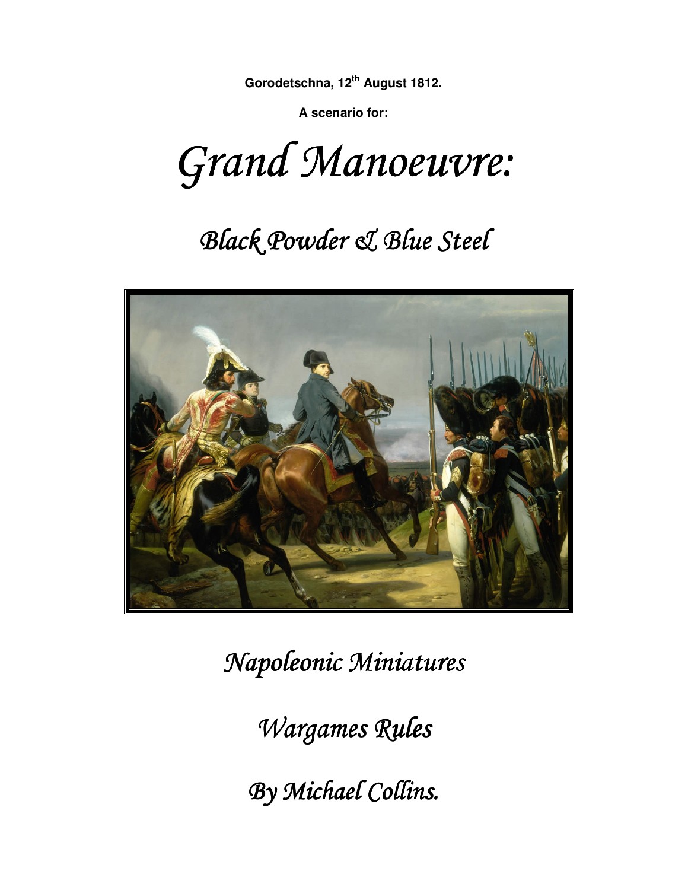**Gorodetschna, 12th August 1812.**

**A scenario for:**

# *Grand Manoeuvre:*

## *Black Powder & Blue Steel*

*Napoleonic Miniatures*

*Wargames Rules*

*By Michael Collins.*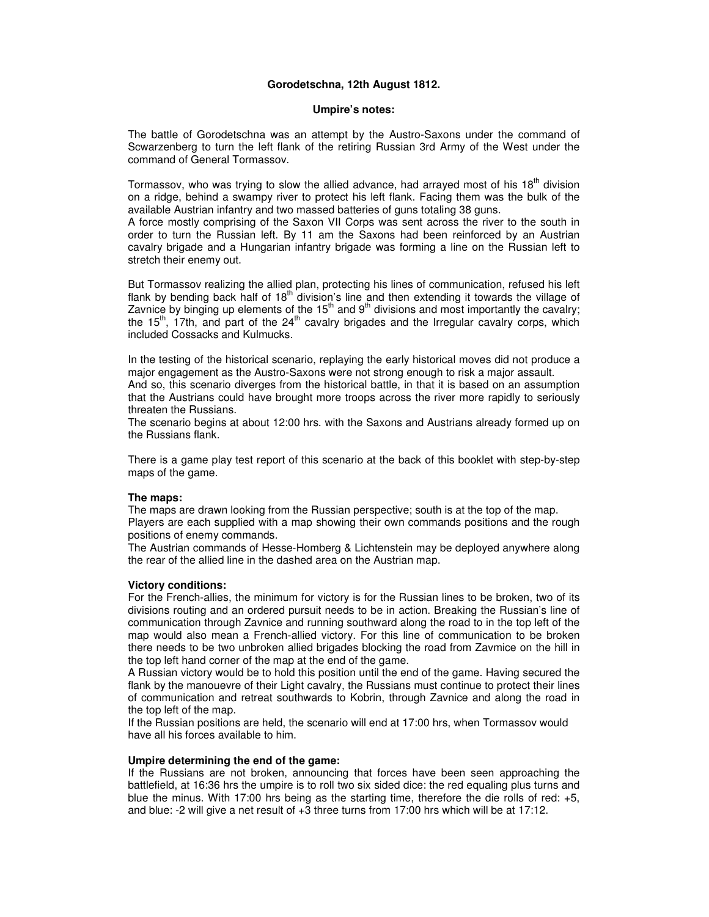# Gorodetschna, 12th August 1812.

## Umpire's notes:

The battle of Gorodetschna was an attempt by the Austro-Saxons under the command of Scwarzenberg to turn the left flank of the retiring Russian 3rd Army of the West under the command of General Tormassov.

Tormassov, who was trying to slow the allied advance, had arrayed most of his 18th division on a ridge, behind a swampy river to protect his left flank. Facing them was the bulk of the available Austrian infantry and two massed batteries of guns totaling 38 guns.
A force mostly comprising of the Saxon VII Corps was sent across the river to the south in order to turn the Russian left. By 11 am the Saxons had been reinforced by an Austrian cavalry brigade and a Hungarian infantry brigade was forming a line on the Russian left to stretch their enemy out.

But Tormassov realizing the allied plan, protecting his lines of communication, refused his left flank by bending back half of 18th division's line and then extending it towards the village of Zavnice by binging up elements of the 15th and 9th divisions and most importantly the cavalry; the 15th, 17th, and part of the 24th cavalry brigades and the Irregular cavalry corps, which included Cossacks and Kulmucks.

In the testing of the historical scenario, replaying the early historical moves did not produce a major engagement as the Austro-Saxons were not strong enough to risk a major assault.
And so, this scenario diverges from the historical battle, in that it is based on an assumption that the Austrians could have brought more troops across the river more rapidly to seriously threaten the Russians.
The scenario begins at about 12:00 hrs. with the Saxons and Austrians already formed up on the Russians flank.

There is a game play test report of this scenario at the back of this booklet with step-by-step maps of the game.

**The maps:**
The maps are drawn looking from the Russian perspective; south is at the top of the map.
Players are each supplied with a map showing their own commands positions and the rough positions of enemy commands.
The Austrian commands of Hesse-Homberg & Lichtenstein may be deployed anywhere along the rear of the allied line in the dashed area on the Austrian map.

**Victory conditions:**
For the French-allies, the minimum for victory is for the Russian lines to be broken, two of its divisions routing and an ordered pursuit needs to be in action. Breaking the Russian's line of communication through Zavnice and running southward along the road to in the top left of the map would also mean a French-allied victory. For this line of communication to be broken there needs to be two unbroken allied brigades blocking the road from Zavmice on the hill in the top left hand corner of the map at the end of the game.
A Russian victory would be to hold this position until the end of the game. Having secured the flank by the manouevre of their Light cavalry, the Russians must continue to protect their lines of communication and retreat southwards to Kobrin, through Zavnice and along the road in the top left of the map.
If the Russian positions are held, the scenario will end at 17:00 hrs, when Tormassov would have all his forces available to him.

**Umpire determining the end of the game:**
If the Russians are not broken, announcing that forces have been seen approaching the battlefield, at 16:36 hrs the umpire is to roll two six sided dice: the red equaling plus turns and blue the minus. With 17:00 hrs being as the starting time, therefore the die rolls of red: +5, and blue: -2 will give a net result of +3 three turns from 17:00 hrs which will be at 17:12.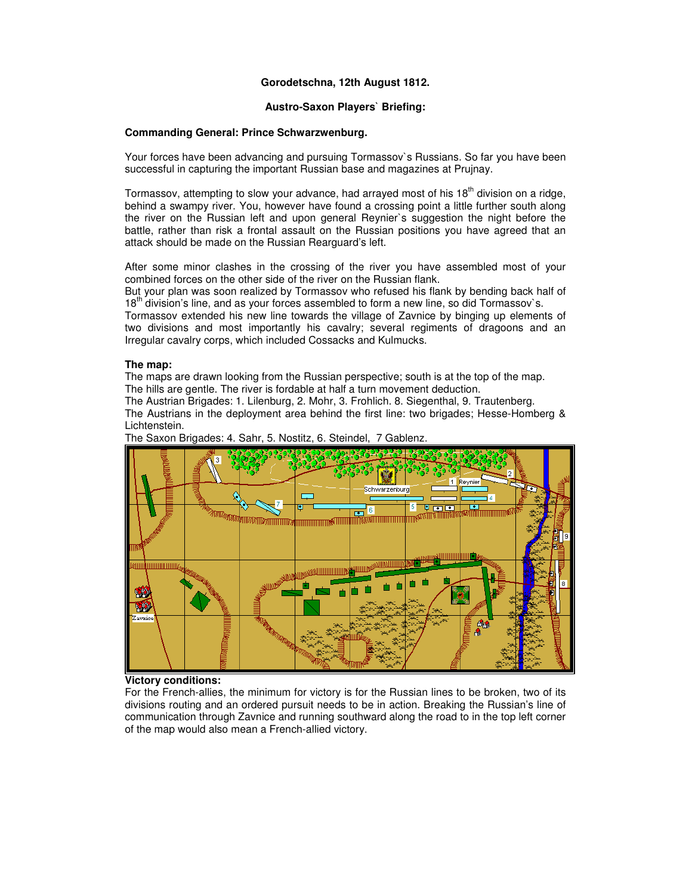**Gorodetschna, 12th August 1812.**

**Austro-Saxon Players` Briefing:**

**Commanding General: Prince Schwarzwenburg.**

Your forces have been advancing and pursuing Tormassov`s Russians. So far you have been successful in capturing the important Russian base and magazines at Prujnay.

Tormassov, attempting to slow your advance, had arrayed most of his 18th division on a ridge, behind a swampy river. You, however have found a crossing point a little further south along the river on the Russian left and upon general Reynier`s suggestion the night before the battle, rather than risk a frontal assault on the Russian positions you have agreed that an attack should be made on the Russian Rearguard's left.

After some minor clashes in the crossing of the river you have assembled most of your combined forces on the other side of the river on the Russian flank.

But your plan was soon realized by Tormassov who refused his flank by bending back half of 18th division's line, and as your forces assembled to form a new line, so did Tormassov`s.

Tormassov extended his new line towards the village of Zavnice by binging up elements of two divisions and most importantly his cavalry; several regiments of dragoons and an Irregular cavalry corps, which included Cossacks and Kulmucks.

**The map:**

The maps are drawn looking from the Russian perspective; south is at the top of the map.

The hills are gentle. The river is fordable at half a turn movement deduction.

The Austrian Brigades: 1. Lilenburg, 2. Mohr, 3. Frohlich. 8. Siegenthal, 9. Trautenberg.

The Austrians in the deployment area behind the first line: two brigades; Hesse-Homberg & Lichtenstein.

The Saxon Brigades: 4. Sahr, 5. Nostitz, 6. Steindel, 7 Gablenz.

**Victory conditions:**

For the French-allies, the minimum for victory is for the Russian lines to be broken, two of its divisions routing and an ordered pursuit needs to be in action. Breaking the Russian's line of communication through Zavnice and running southward along the road to in the top left corner of the map would also mean a French-allied victory.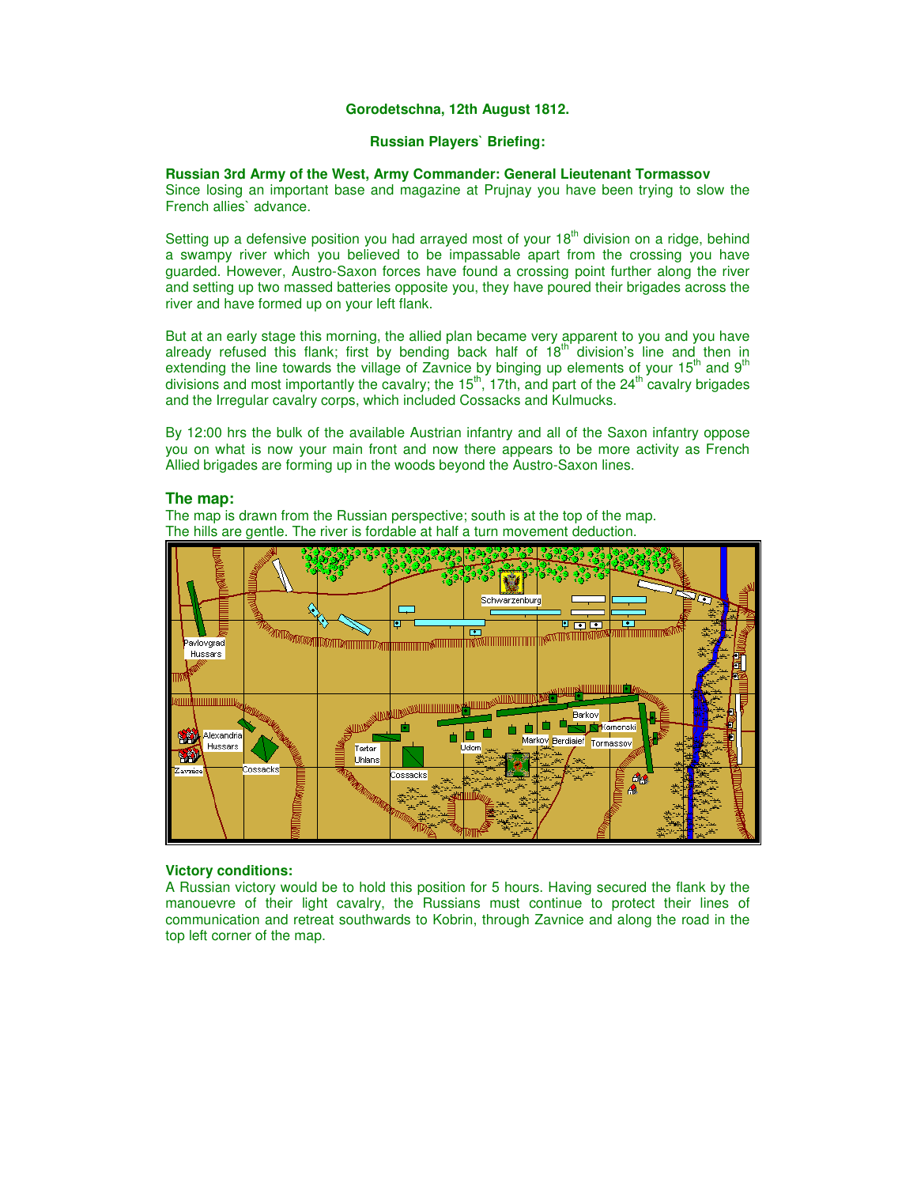**Gorodetschna, 12th August 1812.**

**Russian Players` Briefing:**

**Russian 3rd Army of the West, Army Commander: General Lieutenant Tormassov**

Since losing an important base and magazine at Prujnay you have been trying to slow the French allies` advance.

Setting up a defensive position you had arrayed most of your 18th division on a ridge, behind a swampy river which you believed to be impassable apart from the crossing you have guarded. However, Austro-Saxon forces have found a crossing point further along the river and setting up two massed batteries opposite you, they have poured their brigades across the river and have formed up on your left flank.

But at an early stage this morning, the allied plan became very apparent to you and you have already refused this flank; first by bending back half of 18th division's line and then in extending the line towards the village of Zavnice by binging up elements of your 15th and 9th divisions and most importantly the cavalry; the 15th, 17th, and part of the 24th cavalry brigades and the Irregular cavalry corps, which included Cossacks and Kulmucks.

By 12:00 hrs the bulk of the available Austrian infantry and all of the Saxon infantry oppose you on what is now your main front and now there appears to be more activity as French Allied brigades are forming up in the woods beyond the Austro-Saxon lines.

## The map:

The map is drawn from the Russian perspective; south is at the top of the map.
The hills are gentle. The river is fordable at half a turn movement deduction.

## Victory conditions:

A Russian victory would be to hold this position for 5 hours. Having secured the flank by the manouevre of their light cavalry, the Russians must continue to protect their lines of communication and retreat southwards to Kobrin, through Zavnice and along the road in the top left corner of the map.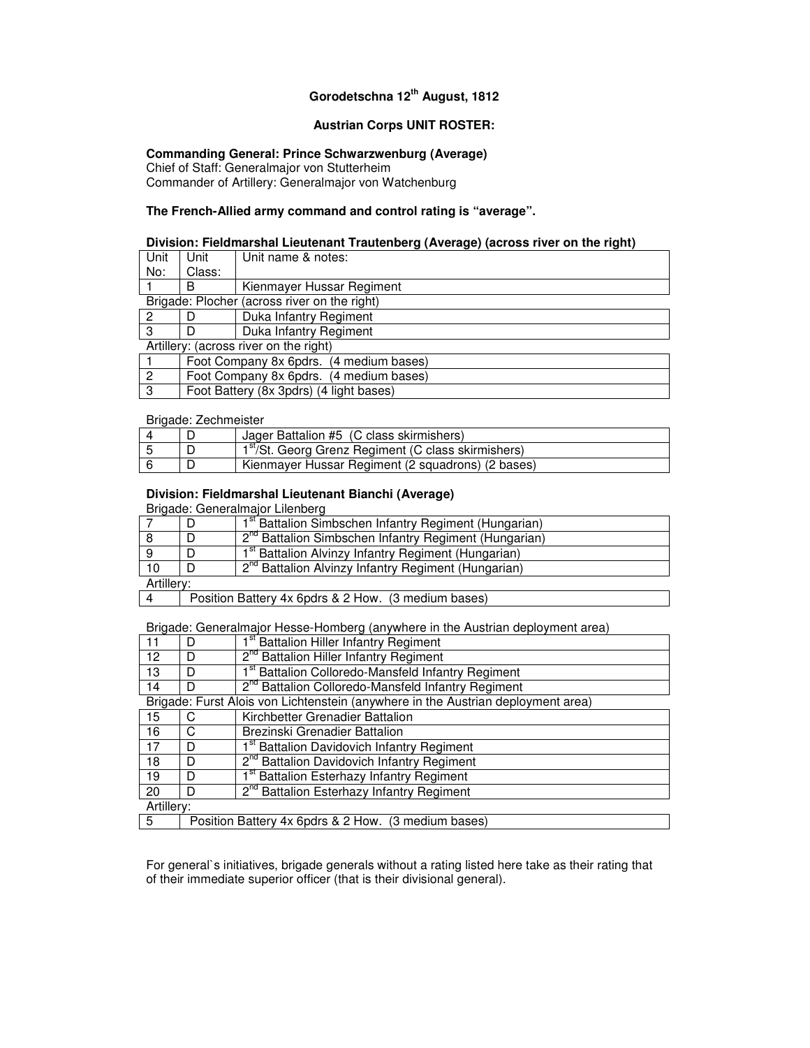# Gorodetschna 12th August, 1812

## Austrian Corps UNIT ROSTER:

**Commanding General: Prince Schwarzwenburg (Average)**
Chief of Staff: Generalmajor von Stutterheim
Commander of Artillery: Generalmajor von Watchenburg

**The French-Allied army command and control rating is "average".**

**Division: Fieldmarshal Lieutenant Trautenberg (Average) (across river on the right)**

| Unit No: | Unit Class: | Unit name & notes: |
|---|---|---|
| 1 | B | Kienmayer Hussar Regiment |
| Brigade: Plocher (across river on the right) | | |
| 2 | D | Duka Infantry Regiment |
| 3 | D | Duka Infantry Regiment |
| Artillery: (across river on the right) | | |
| 1 | Foot Company 8x 6pdrs. (4 medium bases) | |
| 2 | Foot Company 8x 6pdrs. (4 medium bases) | |
| 3 | Foot Battery (8x 3pdrs) (4 light bases) | |

Brigade: Zechmeister

| | | |
|---|---|---|
| 4 | D | Jager Battalion #5 (C class skirmishers) |
| 5 | D | 1st/St. Georg Grenz Regiment (C class skirmishers) |
| 6 | D | Kienmayer Hussar Regiment (2 squadrons) (2 bases) |

**Division: Fieldmarshal Lieutenant Bianchi (Average)**

Brigade: Generalmajor Lilenberg

| | | |
|---|---|---|
| 7 | D | 1st Battalion Simbschen Infantry Regiment (Hungarian) |
| 8 | D | 2nd Battalion Simbschen Infantry Regiment (Hungarian) |
| 9 | D | 1st Battalion Alvinzy Infantry Regiment (Hungarian) |
| 10 | D | 2nd Battalion Alvinzy Infantry Regiment (Hungarian) |
| Artillery: | | |
| 4 | Position Battery 4x 6pdrs & 2 How. (3 medium bases) | |

Brigade: Generalmajor Hesse-Homberg (anywhere in the Austrian deployment area)

| | | |
|---|---|---|
| 11 | D | 1st Battalion Hiller Infantry Regiment |
| 12 | D | 2nd Battalion Hiller Infantry Regiment |
| 13 | D | 1st Battalion Colloredo-Mansfeld Infantry Regiment |
| 14 | D | 2nd Battalion Colloredo-Mansfeld Infantry Regiment |
| Brigade: Furst Alois von Lichtenstein (anywhere in the Austrian deployment area) | | |
| 15 | C | Kirchbetter Grenadier Battalion |
| 16 | C | Brezinski Grenadier Battalion |
| 17 | D | 1st Battalion Davidovich Infantry Regiment |
| 18 | D | 2nd Battalion Davidovich Infantry Regiment |
| 19 | D | 1st Battalion Esterhazy Infantry Regiment |
| 20 | D | 2nd Battalion Esterhazy Infantry Regiment |
| Artillery: | | |
| 5 | Position Battery 4x 6pdrs & 2 How. (3 medium bases) | |

For general`s initiatives, brigade generals without a rating listed here take as their rating that of their immediate superior officer (that is their divisional general).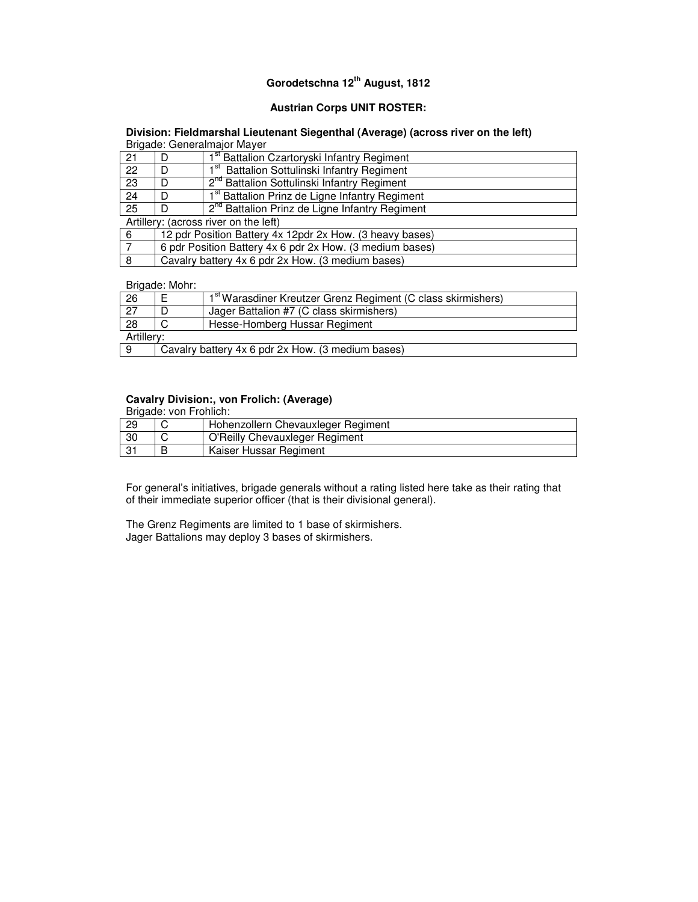# Gorodetschna 12th August, 1812

## Austrian Corps UNIT ROSTER:

### Division: Fieldmarshal Lieutenant Siegenthal (Average) (across river on the left)

Brigade: Generalmajor Mayer

| | | |
|---|---|---|
| 21 | D | 1st Battalion Czartoryski Infantry Regiment |
| 22 | D | 1st Battalion Sottulinski Infantry Regiment |
| 23 | D | 2nd Battalion Sottulinski Infantry Regiment |
| 24 | D | 1st Battalion Prinz de Ligne Infantry Regiment |
| 25 | D | 2nd Battalion Prinz de Ligne Infantry Regiment |
| Artillery: (across river on the left) | | |
| 6 | 12 pdr Position Battery 4x 12pdr 2x How. (3 heavy bases) | |
| 7 | 6 pdr Position Battery 4x 6 pdr 2x How. (3 medium bases) | |
| 8 | Cavalry battery 4x 6 pdr 2x How. (3 medium bases) | |

Brigade: Mohr:

| | | |
|---|---|---|
| 26 | E | 1st Warasdiner Kreutzer Grenz Regiment (C class skirmishers) |
| 27 | D | Jager Battalion #7 (C class skirmishers) |
| 28 | C | Hesse-Homberg Hussar Regiment |
| Artillery: | | |
| 9 | Cavalry battery 4x 6 pdr 2x How. (3 medium bases) | |

### Cavalry Division:, von Frolich: (Average)

Brigade: von Frohlich:

| | | |
|---|---|---|
| 29 | C | Hohenzollern Chevauxleger Regiment |
| 30 | C | O'Reilly Chevauxleger Regiment |
| 31 | B | Kaiser Hussar Regiment |

For general's initiatives, brigade generals without a rating listed here take as their rating that of their immediate superior officer (that is their divisional general).

The Grenz Regiments are limited to 1 base of skirmishers.
Jager Battalions may deploy 3 bases of skirmishers.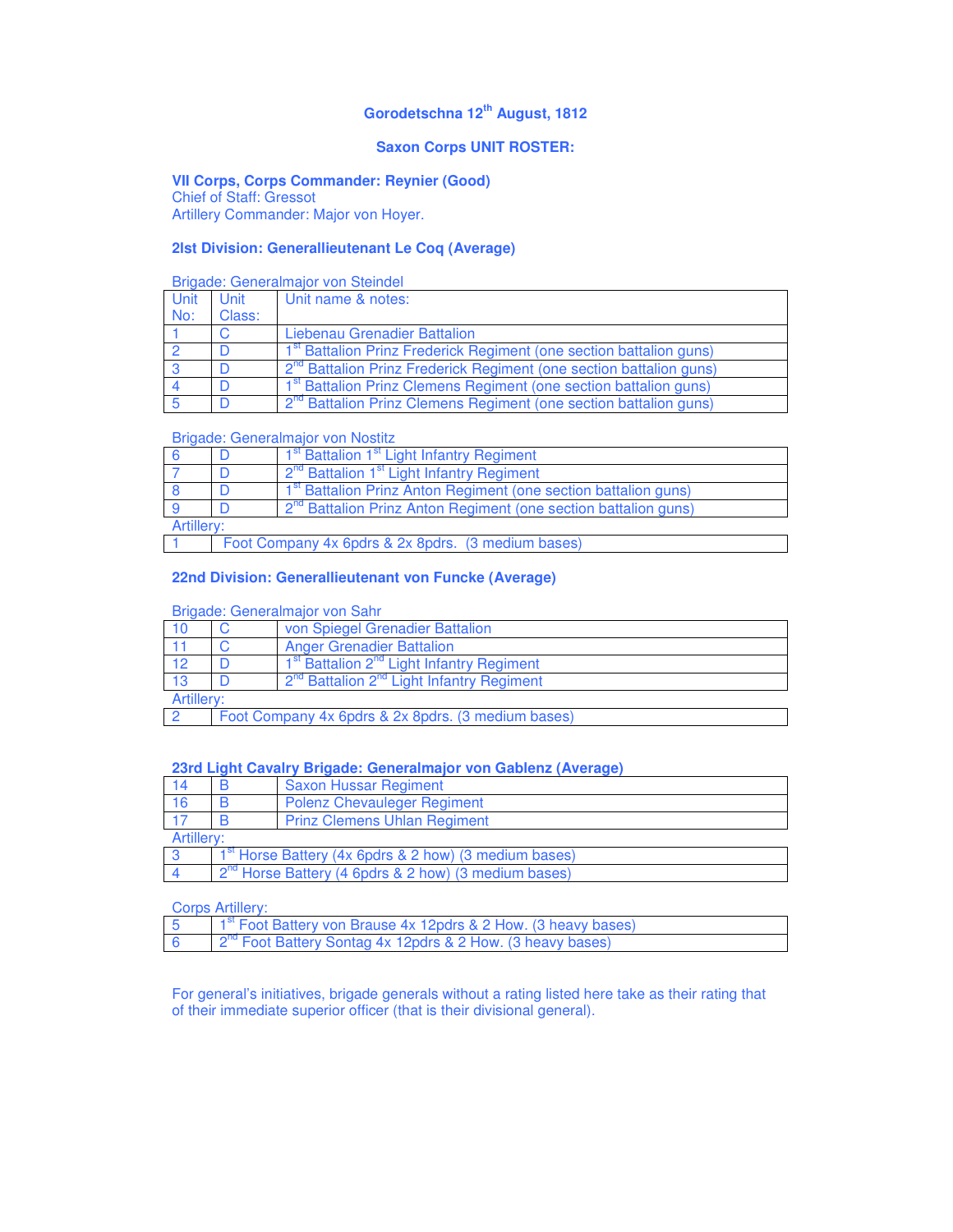## Gorodetschna 12th August, 1812

## Saxon Corps UNIT ROSTER:

**VII Corps, Corps Commander: Reynier (Good)**
Chief of Staff: Gressot
Artillery Commander: Major von Hoyer.

### 2lst Division: Generallieutenant Le Coq (Average)

Brigade: Generalmajor von Steindel

| Unit No: | Unit Class: | Unit name & notes: |
|---|---|---|
| 1 | C | Liebenau Grenadier Battalion |
| 2 | D | 1st Battalion Prinz Frederick Regiment (one section battalion guns) |
| 3 | D | 2nd Battalion Prinz Frederick Regiment (one section battalion guns) |
| 4 | D | 1st Battalion Prinz Clemens Regiment (one section battalion guns) |
| 5 | D | 2nd Battalion Prinz Clemens Regiment (one section battalion guns) |

Brigade: Generalmajor von Nostitz

| | | |
|---|---|---|
| 6 | D | 1st Battalion 1st Light Infantry Regiment |
| 7 | D | 2nd Battalion 1st Light Infantry Regiment |
| 8 | D | 1st Battalion Prinz Anton Regiment (one section battalion guns) |
| 9 | D | 2nd Battalion Prinz Anton Regiment (one section battalion guns) |

Artillery:

| | |
|---|---|
| 1 | Foot Company 4x 6pdrs & 2x 8pdrs. (3 medium bases) |

### 22nd Division: Generallieutenant von Funcke (Average)

Brigade: Generalmajor von Sahr

| | | |
|---|---|---|
| 10 | C | von Spiegel Grenadier Battalion |
| 11 | C | Anger Grenadier Battalion |
| 12 | D | 1st Battalion 2nd Light Infantry Regiment |
| 13 | D | 2nd Battalion 2nd Light Infantry Regiment |

Artillery:

| | |
|---|---|
| 2 | Foot Company 4x 6pdrs & 2x 8pdrs. (3 medium bases) |

### 23rd Light Cavalry Brigade: Generalmajor von Gablenz (Average)

| | | |
|---|---|---|
| 14 | B | Saxon Hussar Regiment |
| 16 | B | Polenz Chevaulеger Regiment |
| 17 | B | Prinz Clemens Uhlan Regiment |

Artillery:

| | |
|---|---|
| 3 | 1st Horse Battery (4x 6pdrs & 2 how) (3 medium bases) |
| 4 | 2nd Horse Battery (4 6pdrs & 2 how) (3 medium bases) |

Corps Artillery:

| | |
|---|---|
| 5 | 1st Foot Battery von Brause 4x 12pdrs & 2 How. (3 heavy bases) |
| 6 | 2nd Foot Battery Sontag 4x 12pdrs & 2 How. (3 heavy bases) |

For general's initiatives, brigade generals without a rating listed here take as their rating that of their immediate superior officer (that is their divisional general).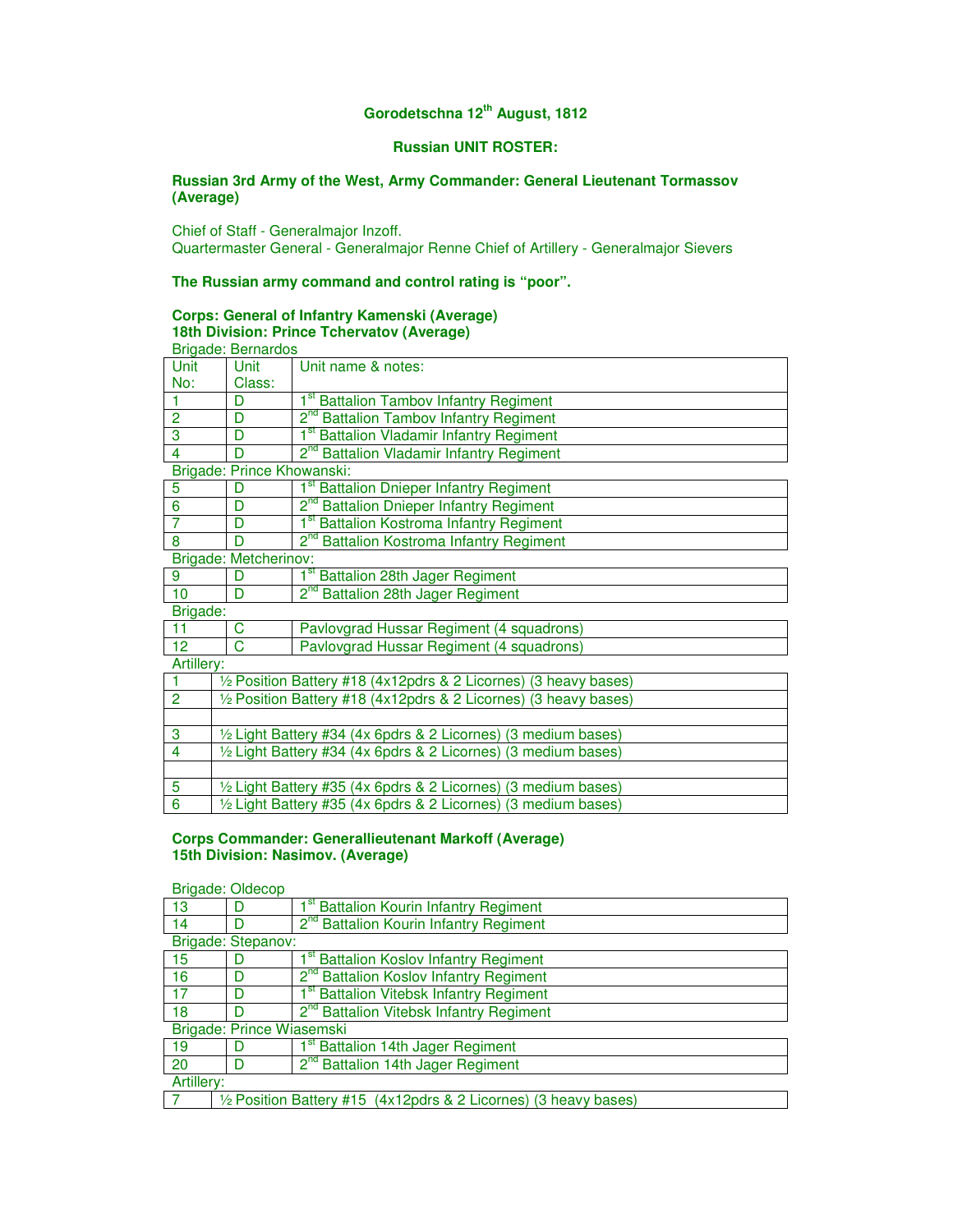**Gorodetschna 12th August, 1812**

**Russian UNIT ROSTER:**

**Russian 3rd Army of the West, Army Commander: General Lieutenant Tormassov (Average)**

Chief of Staff - Generalmajor Inzoff.
Quartermaster General - Generalmajor Renne Chief of Artillery - Generalmajor Sievers

**The Russian army command and control rating is "poor".**

**Corps: General of Infantry Kamenski (Average)**
**18th Division: Prince Tchervatov (Average)**

Brigade: Bernardos

| Unit No: | Unit Class: | Unit name & notes: |
|---|---|---|
| 1 | D | 1st Battalion Tambov Infantry Regiment |
| 2 | D | 2nd Battalion Tambov Infantry Regiment |
| 3 | D | 1st Battalion Vladamir Infantry Regiment |
| 4 | D | 2nd Battalion Vladamir Infantry Regiment |

Brigade: Prince Khowanski:

| Unit No: | Unit Class: | Unit name & notes: |
|---|---|---|
| 5 | D | 1st Battalion Dnieper Infantry Regiment |
| 6 | D | 2nd Battalion Dnieper Infantry Regiment |
| 7 | D | 1st Battalion Kostroma Infantry Regiment |
| 8 | D | 2nd Battalion Kostroma Infantry Regiment |

Brigade: Metcherinov:

| Unit No: | Unit Class: | Unit name & notes: |
|---|---|---|
| 9 | D | 1st Battalion 28th Jager Regiment |
| 10 | D | 2nd Battalion 28th Jager Regiment |

Brigade:

| Unit No: | Unit Class: | Unit name & notes: |
|---|---|---|
| 11 | C | Pavlovgrad Hussar Regiment (4 squadrons) |
| 12 | C | Pavlovgrad Hussar Regiment (4 squadrons) |

Artillery:

| | |
|---|---|
| 1 | ½ Position Battery #18 (4x12pdrs & 2 Licornes) (3 heavy bases) |
| 2 | ½ Position Battery #18 (4x12pdrs & 2 Licornes) (3 heavy bases) |
| | |
| 3 | ½ Light Battery #34 (4x 6pdrs & 2 Licornes) (3 medium bases) |
| 4 | ½ Light Battery #34 (4x 6pdrs & 2 Licornes) (3 medium bases) |
| | |
| 5 | ½ Light Battery #35 (4x 6pdrs & 2 Licornes) (3 medium bases) |
| 6 | ½ Light Battery #35 (4x 6pdrs & 2 Licornes) (3 medium bases) |

**Corps Commander: Generallieutenant Markoff (Average)**
**15th Division: Nasimov. (Average)**

Brigade: Oldecop

| Unit No: | Unit Class: | Unit name & notes: |
|---|---|---|
| 13 | D | 1st Battalion Kourin Infantry Regiment |
| 14 | D | 2nd Battalion Kourin Infantry Regiment |

Brigade: Stepanov:

| Unit No: | Unit Class: | Unit name & notes: |
|---|---|---|
| 15 | D | 1st Battalion Koslov Infantry Regiment |
| 16 | D | 2nd Battalion Koslov Infantry Regiment |
| 17 | D | 1st Battalion Vitebsk Infantry Regiment |
| 18 | D | 2nd Battalion Vitebsk Infantry Regiment |

Brigade: Prince Wiasemski

| Unit No: | Unit Class: | Unit name & notes: |
|---|---|---|
| 19 | D | 1st Battalion 14th Jager Regiment |
| 20 | D | 2nd Battalion 14th Jager Regiment |

Artillery:

| | |
|---|---|
| 7 | ½ Position Battery #15 (4x12pdrs & 2 Licornes) (3 heavy bases) |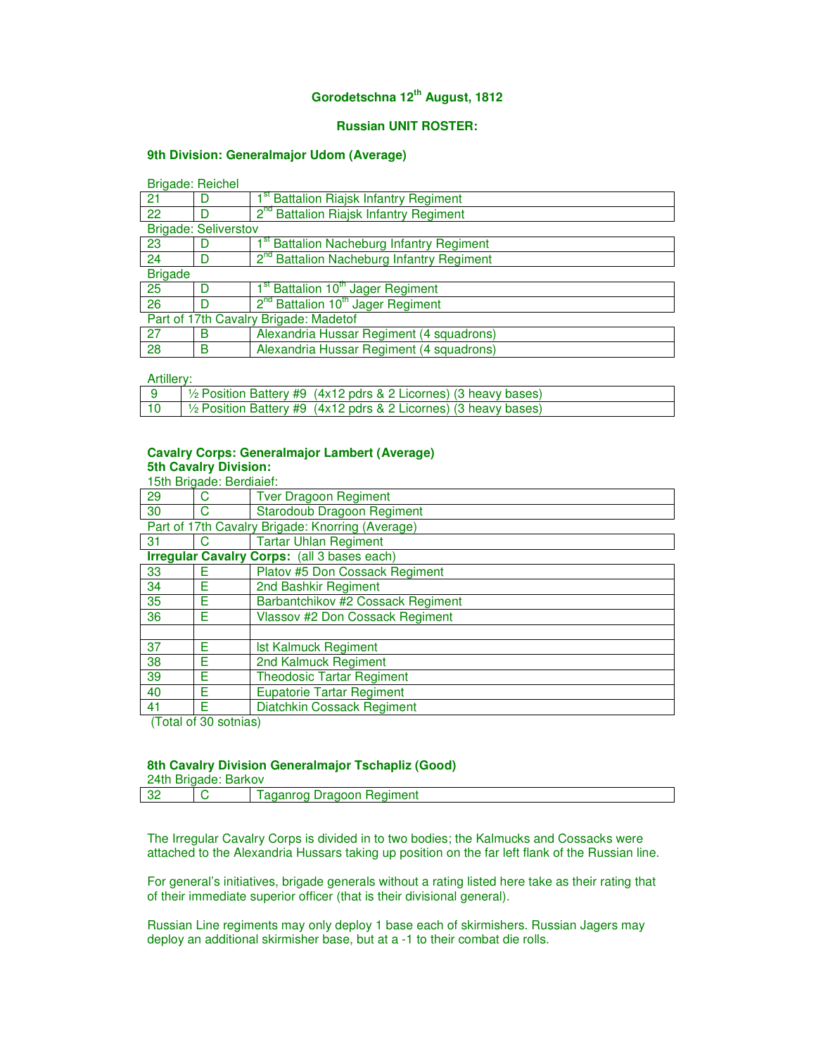## Gorodetschna 12th August, 1812

### Russian UNIT ROSTER:

### 9th Division: Generalmajor Udom (Average)

| | | |
|---|---|---|
| Brigade: Reichel | | |
| 21 | D | 1st Battalion Riajsk Infantry Regiment |
| 22 | D | 2nd Battalion Riajsk Infantry Regiment |
| Brigade: Seliverstov | | |
| 23 | D | 1st Battalion Nacheburg Infantry Regiment |
| 24 | D | 2nd Battalion Nacheburg Infantry Regiment |
| Brigade | | |
| 25 | D | 1st Battalion 10th Jager Regiment |
| 26 | D | 2nd Battalion 10th Jager Regiment |
| Part of 17th Cavalry Brigade: Madetof | | |
| 27 | B | Alexandria Hussar Regiment (4 squadrons) |
| 28 | B | Alexandria Hussar Regiment (4 squadrons) |

Artillery:

| | |
|---|---|
| 9 | ½ Position Battery #9 (4x12 pdrs & 2 Licornes) (3 heavy bases) |
| 10 | ½ Position Battery #9 (4x12 pdrs & 2 Licornes) (3 heavy bases) |

### Cavalry Corps: Generalmajor Lambert (Average)
### 5th Cavalry Division:

| | | |
|---|---|---|
| 15th Brigade: Berdiaief: | | |
| 29 | C | Tver Dragoon Regiment |
| 30 | C | Starodoub Dragoon Regiment |
| Part of 17th Cavalry Brigade: Knorring (Average) | | |
| 31 | C | Tartar Uhlan Regiment |
| **Irregular Cavalry Corps:** (all 3 bases each) | | |
| 33 | E | Platov #5 Don Cossack Regiment |
| 34 | E | 2nd Bashkir Regiment |
| 35 | E | Barbantchikov #2 Cossack Regiment |
| 36 | E | Vlassov #2 Don Cossack Regiment |
| | | |
| 37 | E | Ist Kalmuck Regiment |
| 38 | E | 2nd Kalmuck Regiment |
| 39 | E | Theodosic Tartar Regiment |
| 40 | E | Eupatorie Tartar Regiment |
| 41 | E | Diatchkin Cossack Regiment |

(Total of 30 sotnias)

### 8th Cavalry Division Generalmajor Tschapliz (Good)

| | | |
|---|---|---|
| 24th Brigade: Barkov | | |
| 32 | C | Taganrog Dragoon Regiment |

The Irregular Cavalry Corps is divided in to two bodies; the Kalmucks and Cossacks were attached to the Alexandria Hussars taking up position on the far left flank of the Russian line.

For general's initiatives, brigade generals without a rating listed here take as their rating that of their immediate superior officer (that is their divisional general).

Russian Line regiments may only deploy 1 base each of skirmishers. Russian Jagers may deploy an additional skirmisher base, but at a -1 to their combat die rolls.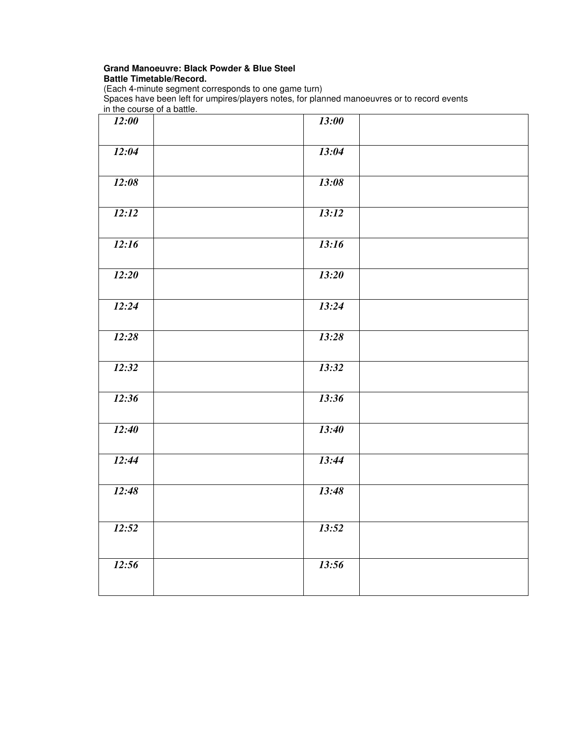**Grand Manoeuvre: Black Powder & Blue Steel**
**Battle Timetable/Record.**
(Each 4-minute segment corresponds to one game turn)
Spaces have been left for umpires/players notes, for planned manoeuvres or to record events in the course of a battle.

| ***12:00*** | | ***13:00*** | |
|---|---|---|---|
| ***12:04*** | | ***13:04*** | |
| ***12:08*** | | ***13:08*** | |
| ***12:12*** | | ***13:12*** | |
| ***12:16*** | | ***13:16*** | |
| ***12:20*** | | ***13:20*** | |
| ***12:24*** | | ***13:24*** | |
| ***12:28*** | | ***13:28*** | |
| ***12:32*** | | ***13:32*** | |
| ***12:36*** | | ***13:36*** | |
| ***12:40*** | | ***13:40*** | |
| ***12:44*** | | ***13:44*** | |
| ***12:48*** | | ***13:48*** | |
| ***12:52*** | | ***13:52*** | |
| ***12:56*** | | ***13:56*** | |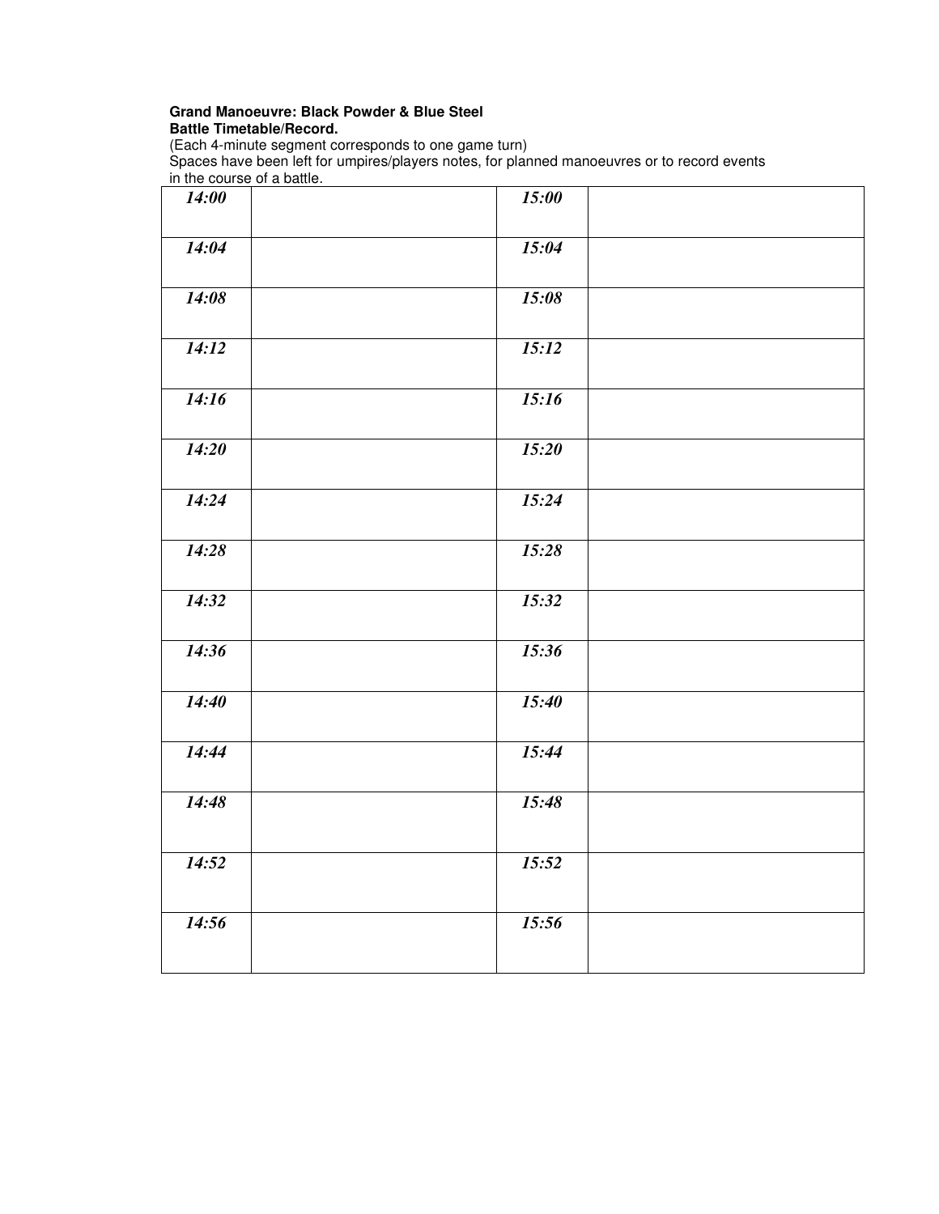**Grand Manoeuvre: Black Powder & Blue Steel**
**Battle Timetable/Record.**
(Each 4-minute segment corresponds to one game turn)
Spaces have been left for umpires/players notes, for planned manoeuvres or to record events in the course of a battle.

| ***14:00*** | | ***15:00*** | |
|---|---|---|---|
| ***14:04*** | | ***15:04*** | |
| ***14:08*** | | ***15:08*** | |
| ***14:12*** | | ***15:12*** | |
| ***14:16*** | | ***15:16*** | |
| ***14:20*** | | ***15:20*** | |
| ***14:24*** | | ***15:24*** | |
| ***14:28*** | | ***15:28*** | |
| ***14:32*** | | ***15:32*** | |
| ***14:36*** | | ***15:36*** | |
| ***14:40*** | | ***15:40*** | |
| ***14:44*** | | ***15:44*** | |
| ***14:48*** | | ***15:48*** | |
| ***14:52*** | | ***15:52*** | |
| ***14:56*** | | ***15:56*** | |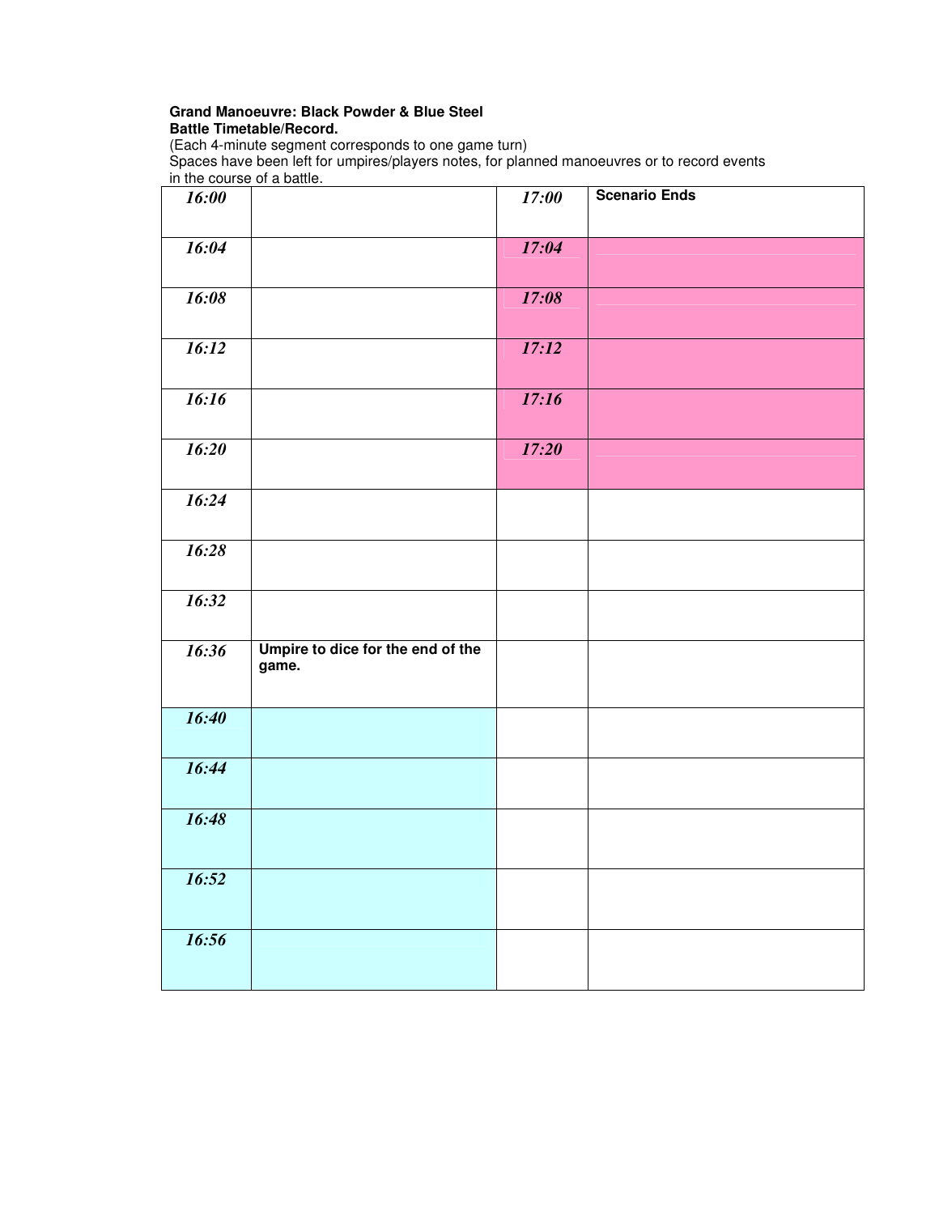**Grand Manoeuvre: Black Powder & Blue Steel**
**Battle Timetable/Record.**
(Each 4-minute segment corresponds to one game turn)
Spaces have been left for umpires/players notes, for planned manoeuvres or to record events in the course of a battle.

| | | | |
|---|---|---|---|
| ***16:00*** | | ***17:00*** | **Scenario Ends** |
| ***16:04*** | | ***17:04*** | |
| ***16:08*** | | ***17:08*** | |
| ***16:12*** | | ***17:12*** | |
| ***16:16*** | | ***17:16*** | |
| ***16:20*** | | ***17:20*** | |
| ***16:24*** | | | |
| ***16:28*** | | | |
| ***16:32*** | | | |
| ***16:36*** | **Umpire to dice for the end of the game.** | | |
| ***16:40*** | | | |
| ***16:44*** | | | |
| ***16:48*** | | | |
| ***16:52*** | | | |
| ***16:56*** | | | |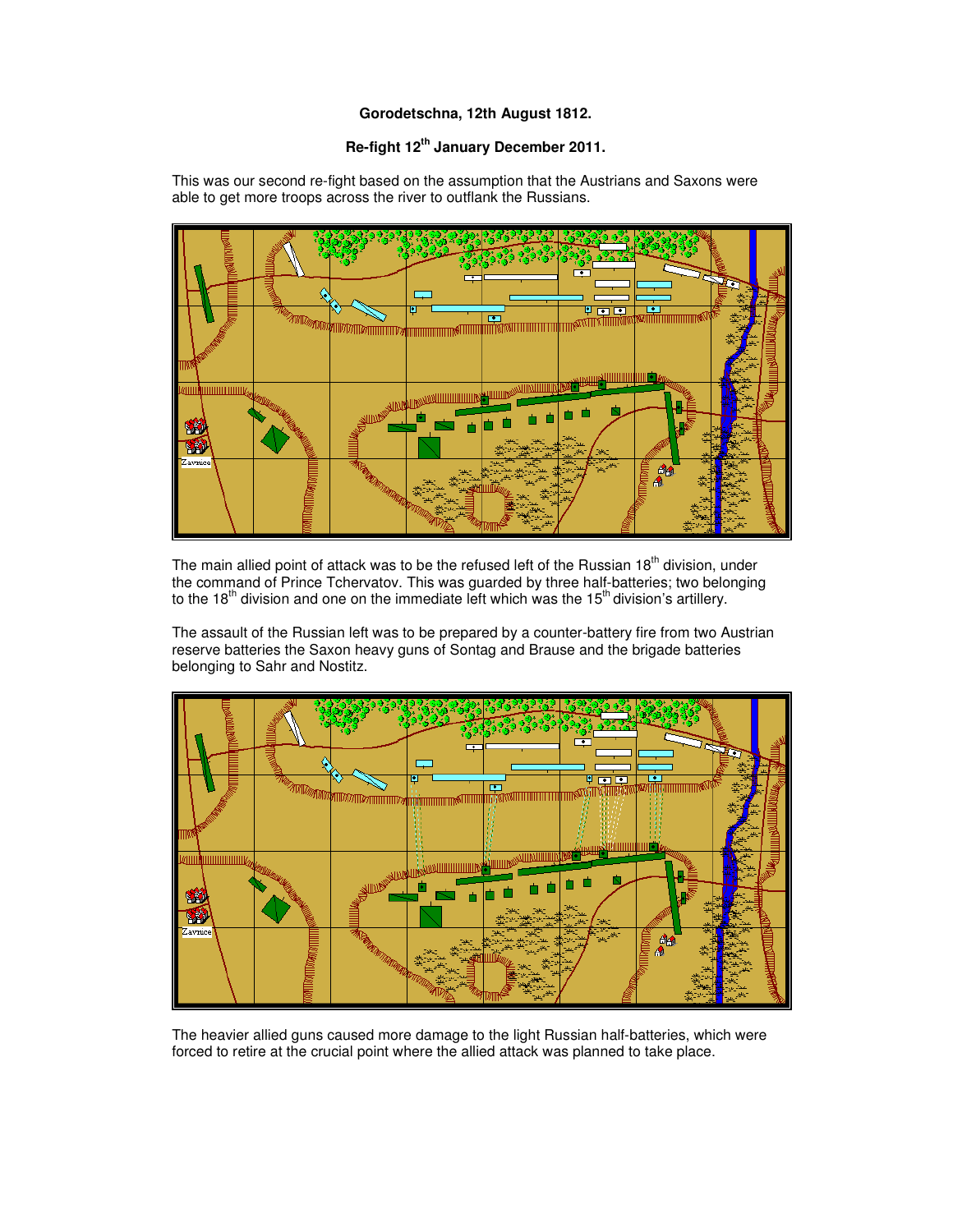**Gorodetschna, 12th August 1812.**

**Re-fight 12th January December 2011.**

This was our second re-fight based on the assumption that the Austrians and Saxons were able to get more troops across the river to outflank the Russians.

The main allied point of attack was to be the refused left of the Russian 18th division, under the command of Prince Tchervatov. This was guarded by three half-batteries; two belonging to the 18th division and one on the immediate left which was the 15th division's artillery.

The assault of the Russian left was to be prepared by a counter-battery fire from two Austrian reserve batteries the Saxon heavy guns of Sontag and Brause and the brigade batteries belonging to Sahr and Nostitz.

The heavier allied guns caused more damage to the light Russian half-batteries, which were forced to retire at the crucial point where the allied attack was planned to take place.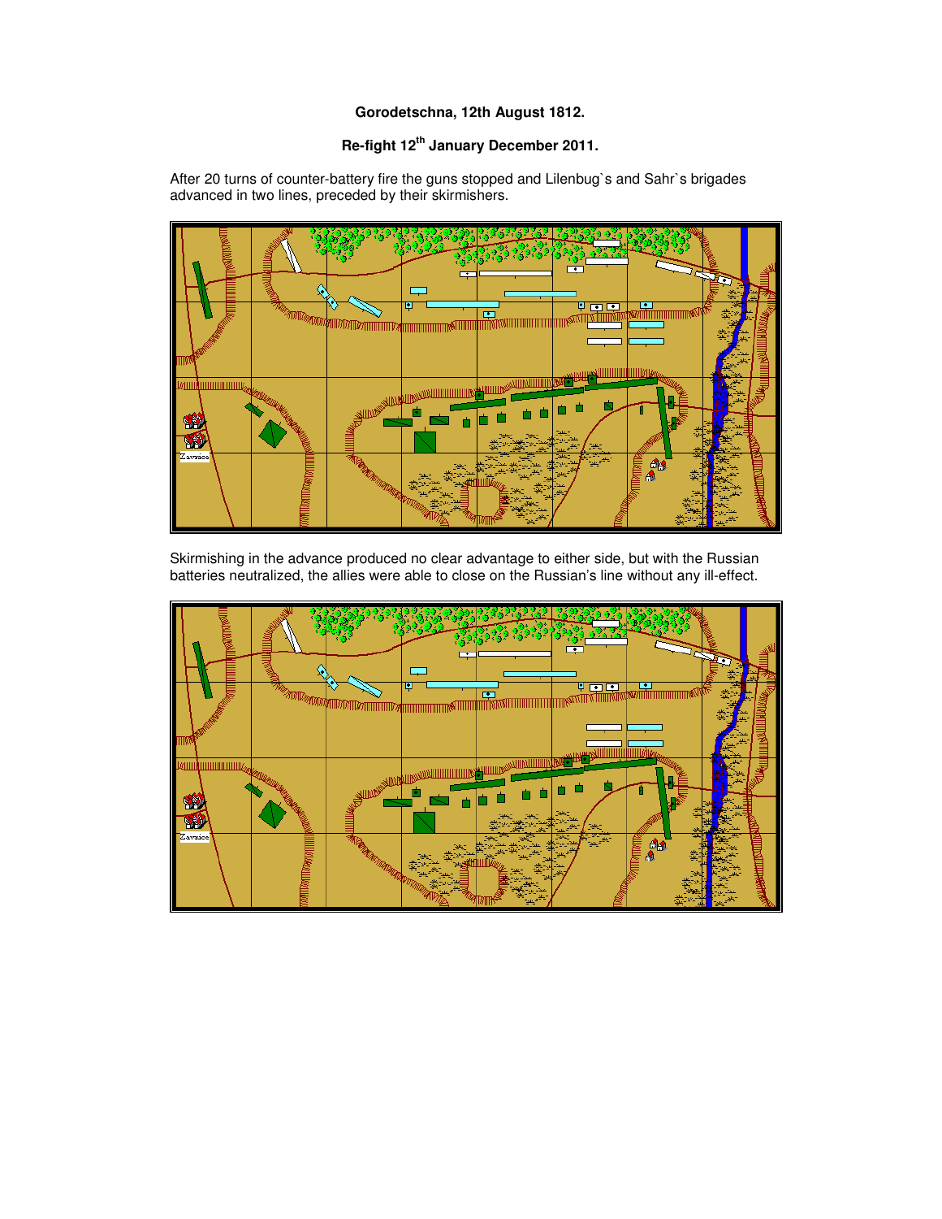**Gorodetschna, 12th August 1812.**

**Re-fight 12th January December 2011.**

After 20 turns of counter-battery fire the guns stopped and Lilenbug`s and Sahr`s brigades advanced in two lines, preceded by their skirmishers.

Skirmishing in the advance produced no clear advantage to either side, but with the Russian batteries neutralized, the allies were able to close on the Russian's line without any ill-effect.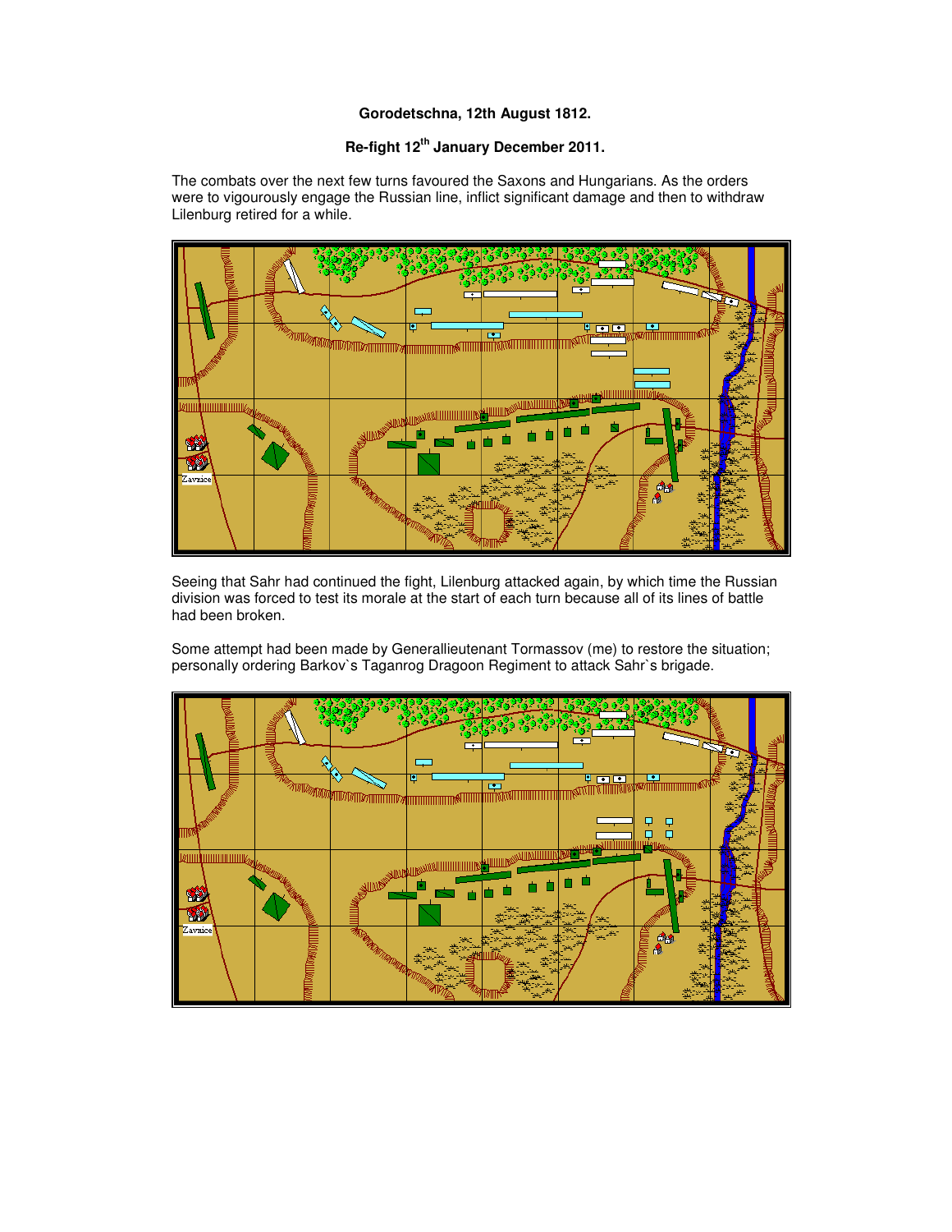**Gorodetschna, 12th August 1812.**

**Re-fight 12th January December 2011.**

The combats over the next few turns favoured the Saxons and Hungarians. As the orders were to vigourously engage the Russian line, inflict significant damage and then to withdraw Lilenburg retired for a while.

Seeing that Sahr had continued the fight, Lilenburg attacked again, by which time the Russian division was forced to test its morale at the start of each turn because all of its lines of battle had been broken.

Some attempt had been made by Generallieutenant Tormassov (me) to restore the situation; personally ordering Barkov`s Taganrog Dragoon Regiment to attack Sahr`s brigade.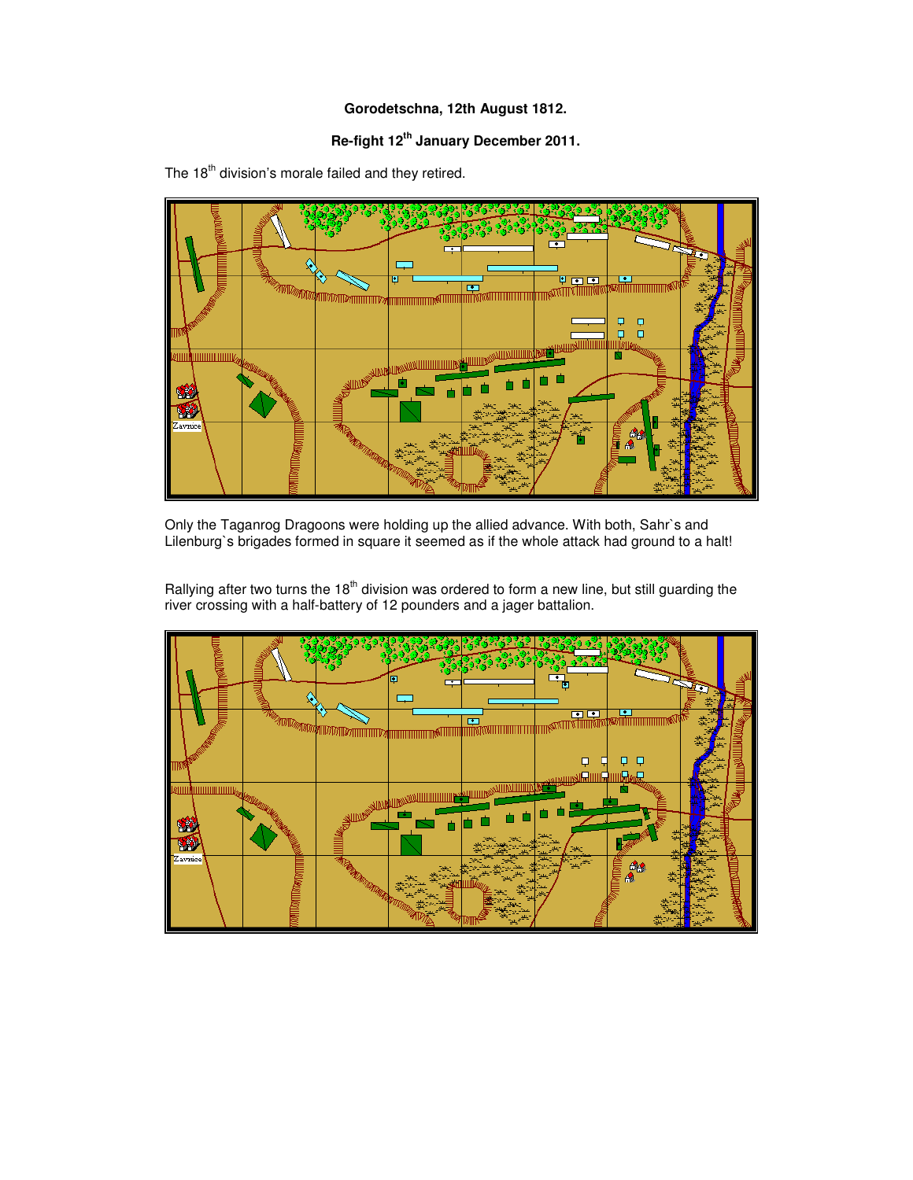**Gorodetschna, 12th August 1812.**

**Re-fight 12th January December 2011.**

The 18th division's morale failed and they retired.

Only the Taganrog Dragoons were holding up the allied advance. With both, Sahr`s and Lilenburg`s brigades formed in square it seemed as if the whole attack had ground to a halt!

Rallying after two turns the 18th division was ordered to form a new line, but still guarding the river crossing with a half-battery of 12 pounders and a jager battalion.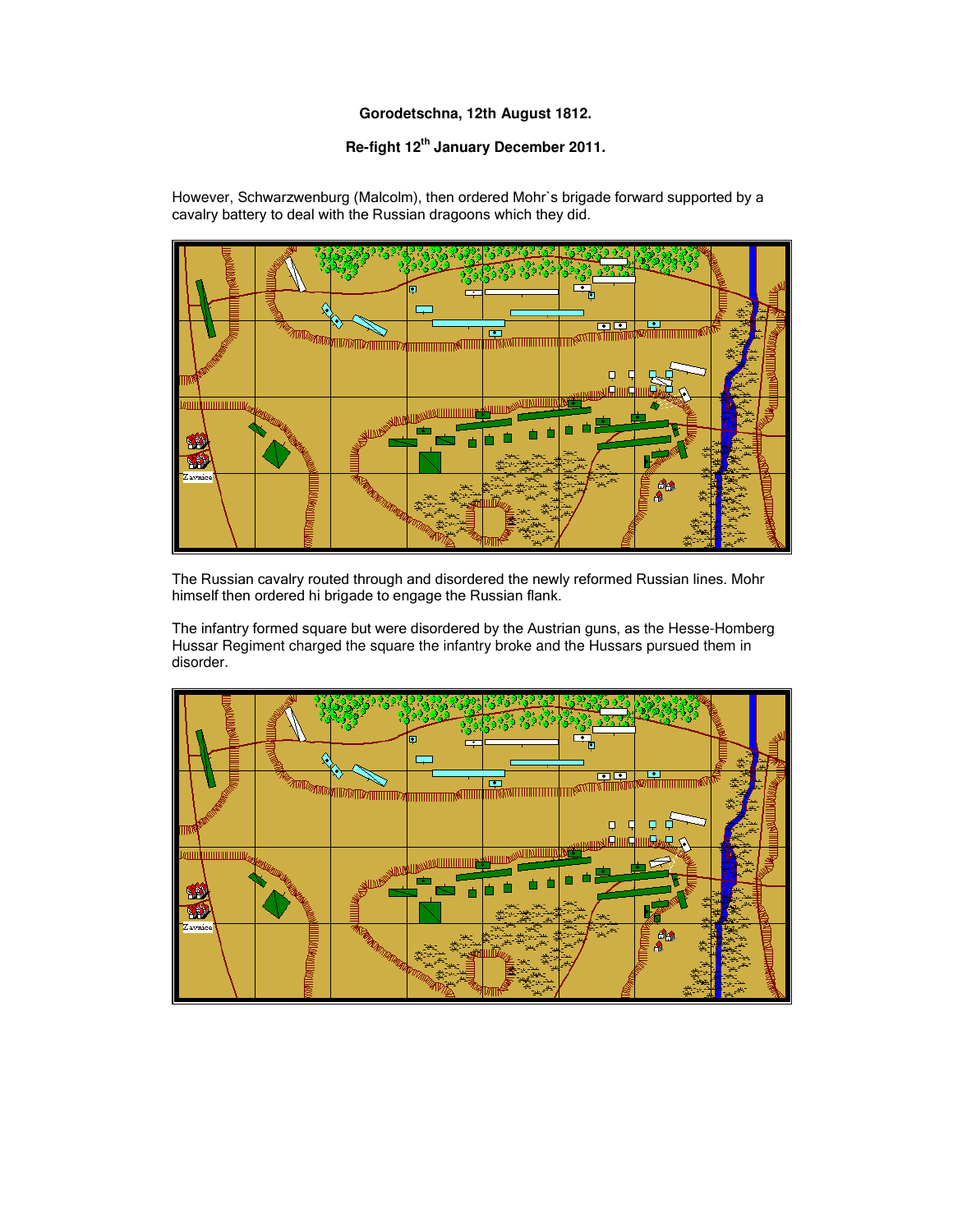**Gorodetschna, 12th August 1812.**

**Re-fight 12th January December 2011.**

However, Schwarzwenburg (Malcolm), then ordered Mohr`s brigade forward supported by a cavalry battery to deal with the Russian dragoons which they did.

The Russian cavalry routed through and disordered the newly reformed Russian lines. Mohr himself then ordered hi brigade to engage the Russian flank.

The infantry formed square but were disordered by the Austrian guns, as the Hesse-Homberg Hussar Regiment charged the square the infantry broke and the Hussars pursued them in disorder.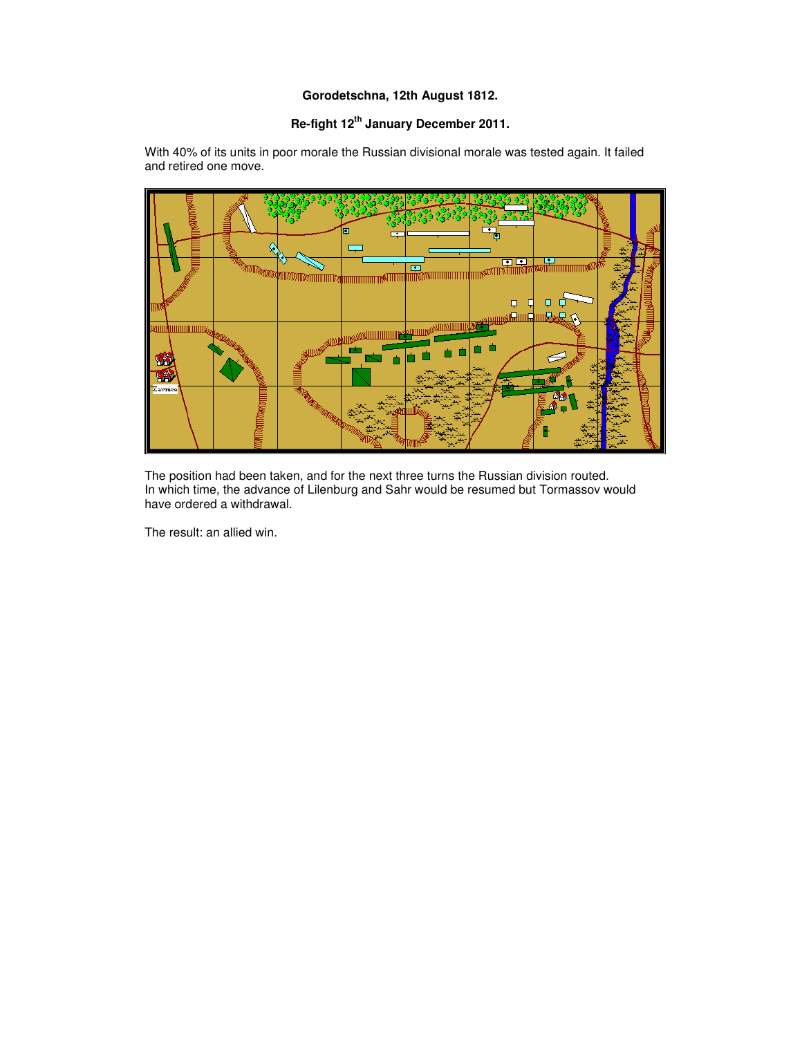**Gorodetschna, 12th August 1812.**

**Re-fight 12th January December 2011.**

With 40% of its units in poor morale the Russian divisional morale was tested again. It failed and retired one move.

Zavnice

The position had been taken, and for the next three turns the Russian division routed. In which time, the advance of Lilenburg and Sahr would be resumed but Tormassov would have ordered a withdrawal.

The result: an allied win.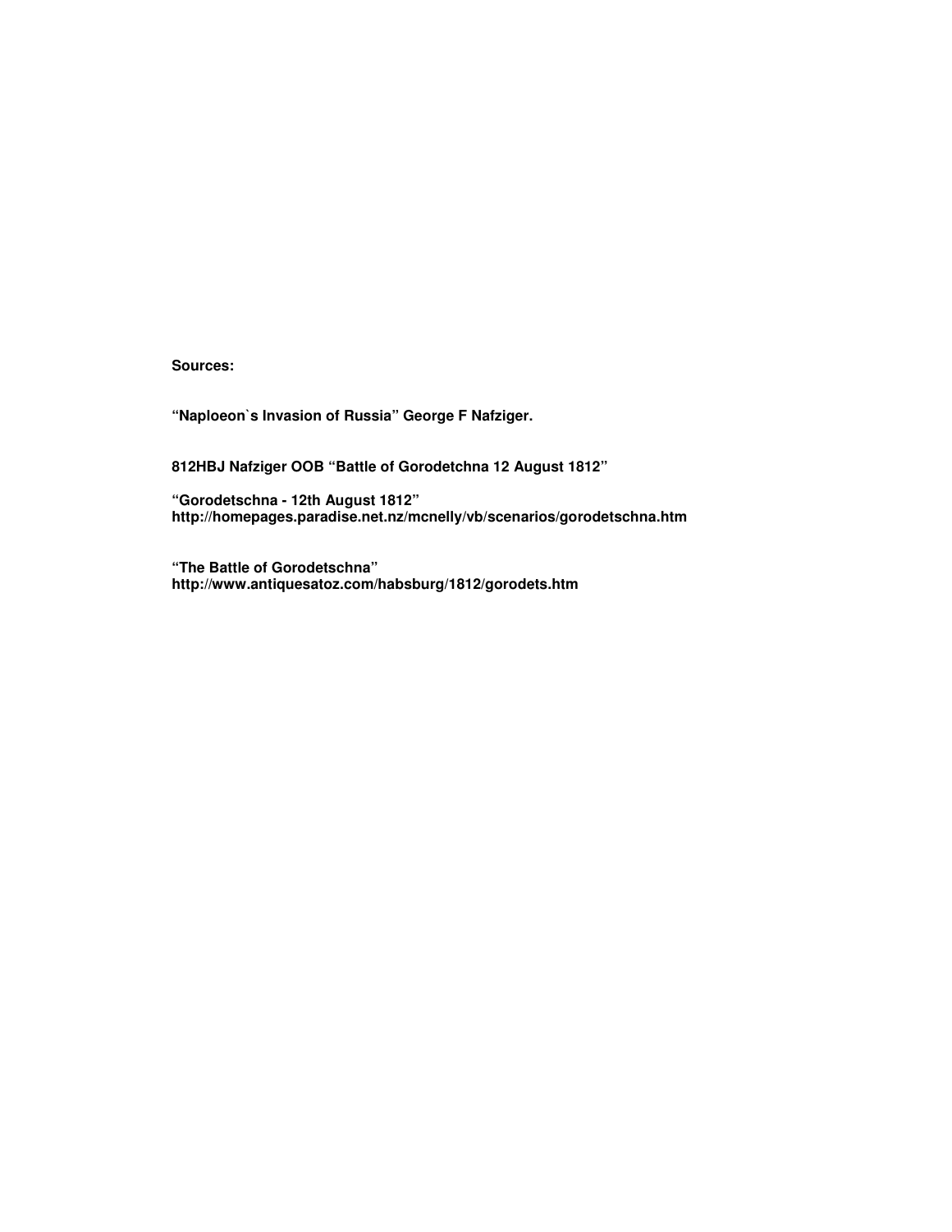**Sources:**

**“Naploeon`s Invasion of Russia” George F Nafziger.**

**812HBJ Nafziger OOB “Battle of Gorodetchna 12 August 1812”**

**“Gorodetschna - 12th August 1812”**
**http://homepages.paradise.net.nz/mcnelly/vb/scenarios/gorodetschna.htm**

**“The Battle of Gorodetschna”**
**http://www.antiquesatoz.com/habsburg/1812/gorodets.htm**